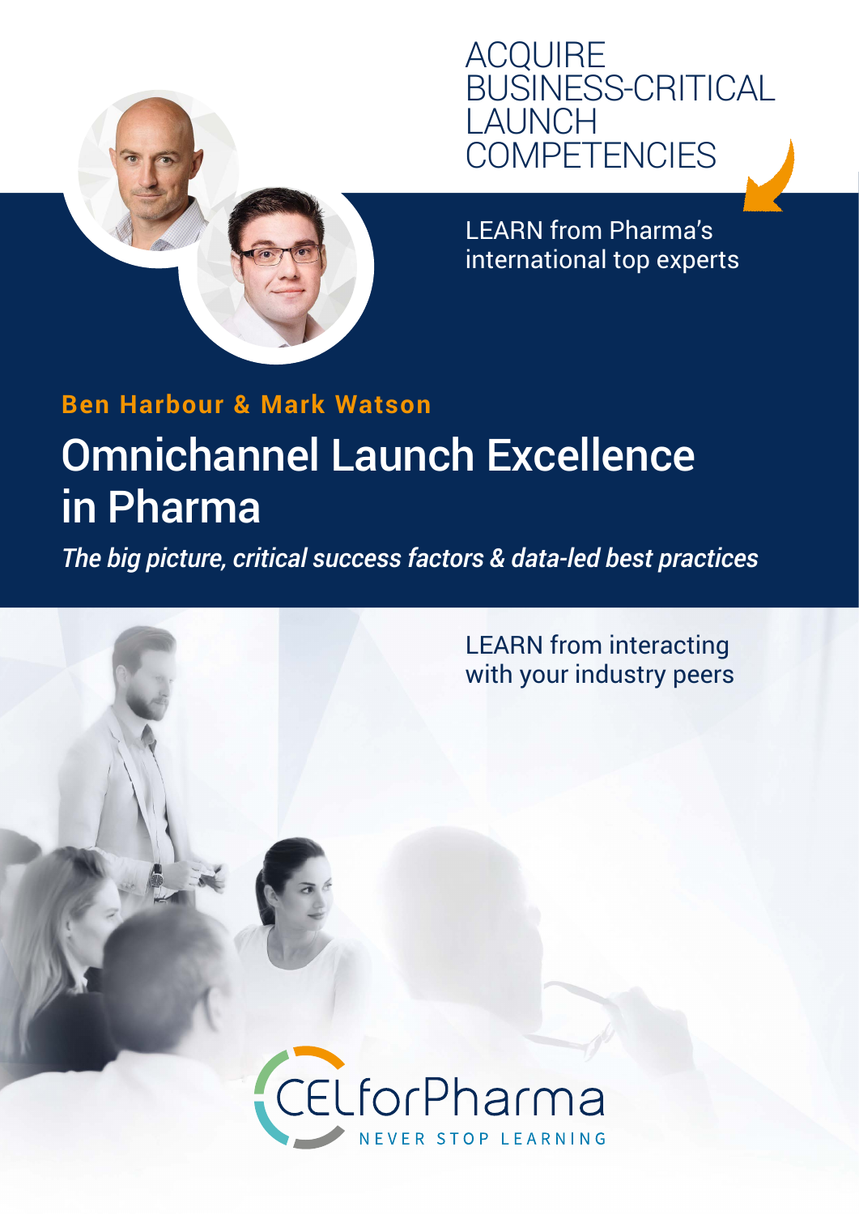ACQUIRE BUSINESS-CRITICAL LAUNCH COMPETENCIES

LEARN from Pharma's international top experts

**Ben Harbour & Mark Watson**

# Omnichannel Launch Excellence in Pharma

*The big picture, critical success factors & data-led best practices*

LEARN from interacting with your industry peers

CELforPharma
NEVER STOP LEARNING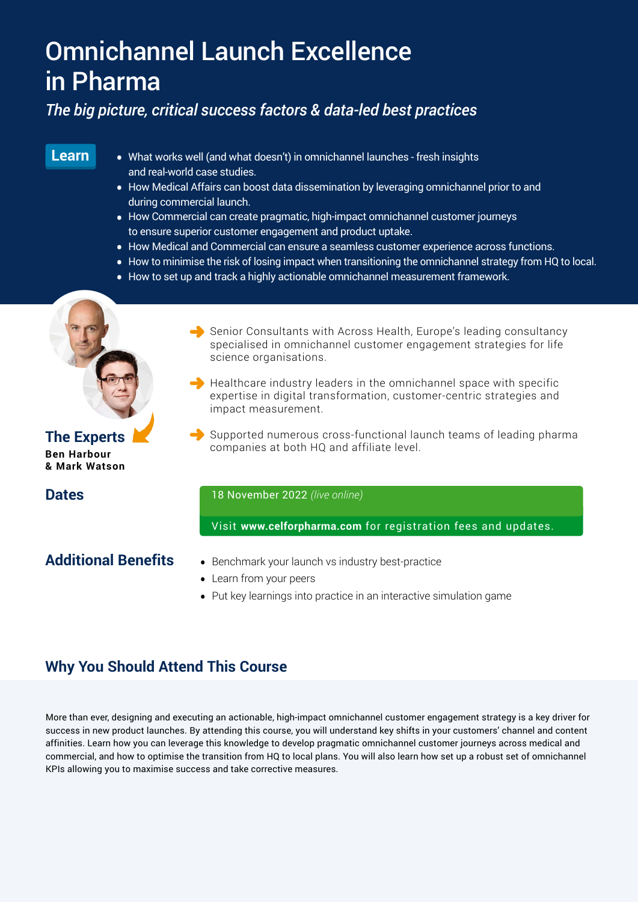# Omnichannel Launch Excellence in Pharma

*The big picture, critical success factors & data-led best practices*

## Learn

- What works well (and what doesn't) in omnichannel launches - fresh insights and real-world case studies.
- How Medical Affairs can boost data dissemination by leveraging omnichannel prior to and during commercial launch.
- How Commercial can create pragmatic, high-impact omnichannel customer journeys to ensure superior customer engagement and product uptake.
- How Medical and Commercial can ensure a seamless customer experience across functions.
- How to minimise the risk of losing impact when transitioning the omnichannel strategy from HQ to local.
- How to set up and track a highly actionable omnichannel measurement framework.

## The Experts

**Ben Harbour & Mark Watson**

- Senior Consultants with Across Health, Europe's leading consultancy specialised in omnichannel customer engagement strategies for life science organisations.
- Healthcare industry leaders in the omnichannel space with specific expertise in digital transformation, customer-centric strategies and impact measurement.
- Supported numerous cross-functional launch teams of leading pharma companies at both HQ and affiliate level.

## Dates

18 November 2022 *(live online)*

Visit **www.celforpharma.com** for registration fees and updates.

## Additional Benefits

- Benchmark your launch vs industry best-practice
- Learn from your peers
- Put key learnings into practice in an interactive simulation game

## Why You Should Attend This Course

More than ever, designing and executing an actionable, high-impact omnichannel customer engagement strategy is a key driver for success in new product launches. By attending this course, you will understand key shifts in your customers' channel and content affinities. Learn how you can leverage this knowledge to develop pragmatic omnichannel customer journeys across medical and commercial, and how to optimise the transition from HQ to local plans. You will also learn how set up a robust set of omnichannel KPIs allowing you to maximise success and take corrective measures.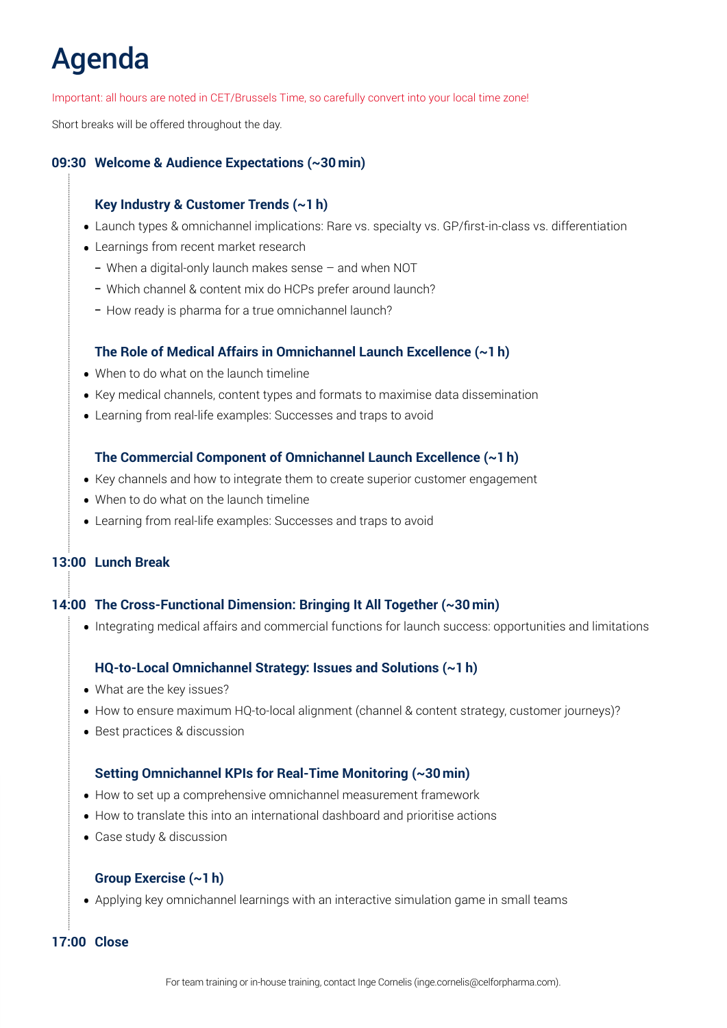# Agenda

Important: all hours are noted in CET/Brussels Time, so carefully convert into your local time zone!

Short breaks will be offered throughout the day.

### 09:30 Welcome & Audience Expectations (~30 min)

### Key Industry & Customer Trends (~1 h)

- Launch types & omnichannel implications: Rare vs. specialty vs. GP/first-in-class vs. differentiation
- Learnings from recent market research
  - When a digital-only launch makes sense – and when NOT
  - Which channel & content mix do HCPs prefer around launch?
  - How ready is pharma for a true omnichannel launch?

### The Role of Medical Affairs in Omnichannel Launch Excellence (~1 h)

- When to do what on the launch timeline
- Key medical channels, content types and formats to maximise data dissemination
- Learning from real-life examples: Successes and traps to avoid

### The Commercial Component of Omnichannel Launch Excellence (~1 h)

- Key channels and how to integrate them to create superior customer engagement
- When to do what on the launch timeline
- Learning from real-life examples: Successes and traps to avoid

### 13:00 Lunch Break

### 14:00 The Cross-Functional Dimension: Bringing It All Together (~30 min)

- Integrating medical affairs and commercial functions for launch success: opportunities and limitations

### HQ-to-Local Omnichannel Strategy: Issues and Solutions (~1 h)

- What are the key issues?
- How to ensure maximum HQ-to-local alignment (channel & content strategy, customer journeys)?
- Best practices & discussion

### Setting Omnichannel KPIs for Real-Time Monitoring (~30 min)

- How to set up a comprehensive omnichannel measurement framework
- How to translate this into an international dashboard and prioritise actions
- Case study & discussion

### Group Exercise (~1 h)

- Applying key omnichannel learnings with an interactive simulation game in small teams

### 17:00 Close

For team training or in-house training, contact Inge Cornelis (inge.cornelis@celforpharma.com).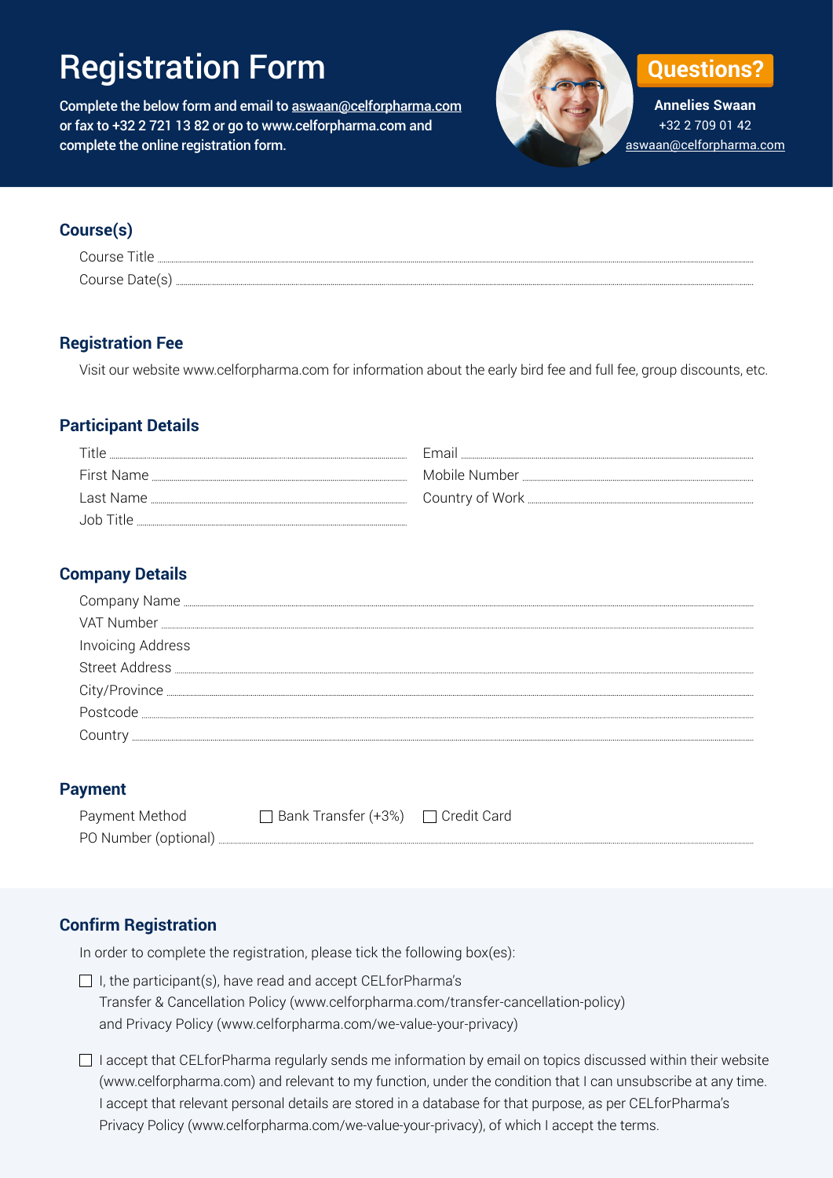# Registration Form

Complete the below form and email to aswaan@celforpharma.com or fax to +32 2 721 13 82 or go to www.celforpharma.com and complete the online registration form.

**Questions?**

**Annelies Swaan**
+32 2 709 01 42
aswaan@celforpharma.com

## Course(s)

Course Title ..........

Course Date(s) ..........

## Registration Fee

Visit our website www.celforpharma.com for information about the early bird fee and full fee, group discounts, etc.

## Participant Details

Title ..........

First Name ..........

Last Name ..........

Job Title ..........

Email ..........

Mobile Number ..........

Country of Work ..........

## Company Details

Company Name ..........

VAT Number ..........

Invoicing Address

Street Address ..........

City/Province ..........

Postcode ..........

Country ..........

## Payment

Payment Method ☐ Bank Transfer (+3%) ☐ Credit Card

PO Number (optional) ..........

## Confirm Registration

In order to complete the registration, please tick the following box(es):

☐ I, the participant(s), have read and accept CELforPharma's Transfer & Cancellation Policy (www.celforpharma.com/transfer-cancellation-policy) and Privacy Policy (www.celforpharma.com/we-value-your-privacy)

☐ I accept that CELforPharma regularly sends me information by email on topics discussed within their website (www.celforpharma.com) and relevant to my function, under the condition that I can unsubscribe at any time. I accept that relevant personal details are stored in a database for that purpose, as per CELforPharma's Privacy Policy (www.celforpharma.com/we-value-your-privacy), of which I accept the terms.